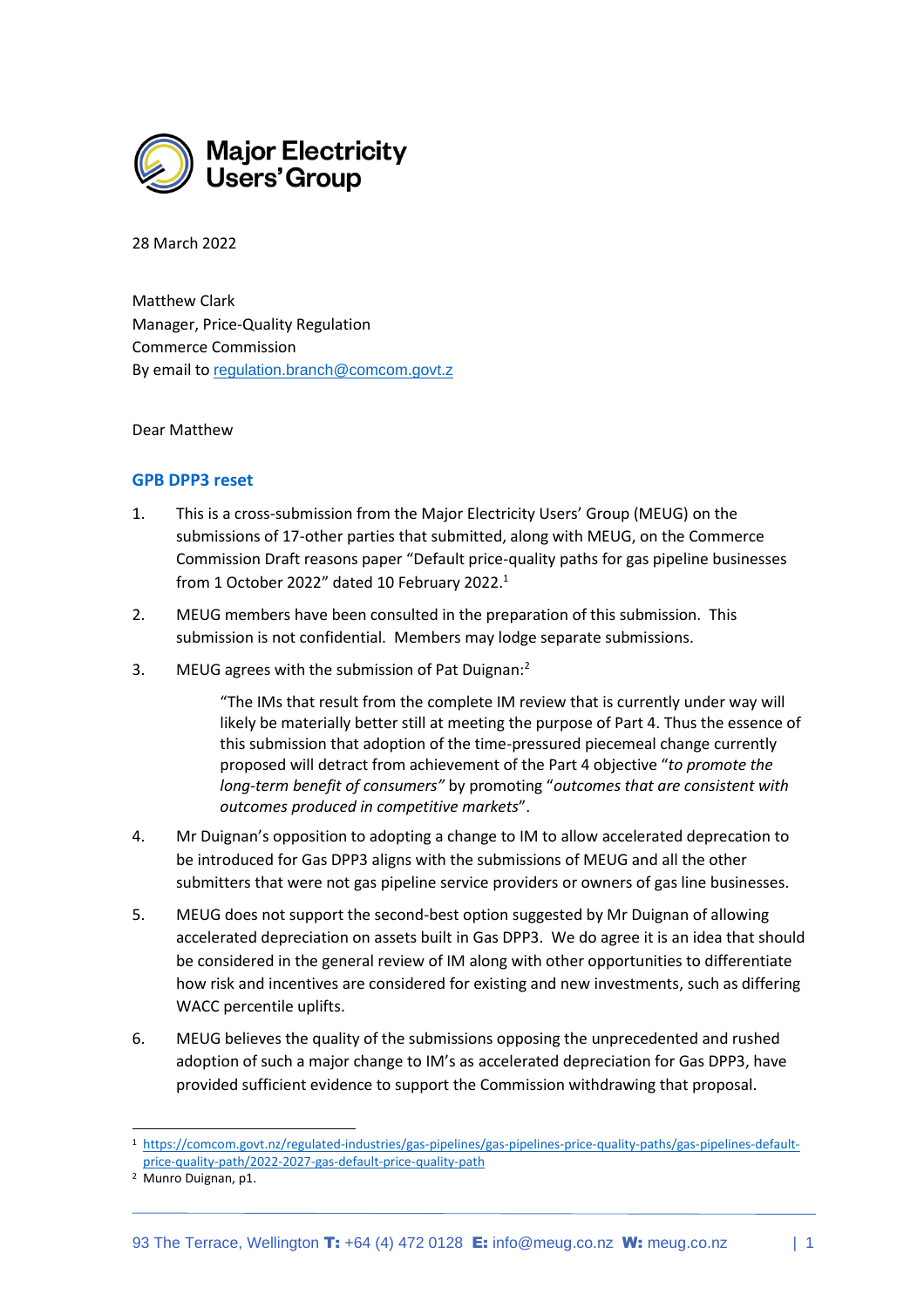Major Electricity Users' Group

28 March 2022

Matthew Clark
Manager, Price-Quality Regulation
Commerce Commission
By email to regulation.branch@comcom.govt.z

Dear Matthew

## GPB DPP3 reset

1. This is a cross-submission from the Major Electricity Users' Group (MEUG) on the submissions of 17-other parties that submitted, along with MEUG, on the Commerce Commission Draft reasons paper "Default price-quality paths for gas pipeline businesses from 1 October 2022" dated 10 February 2022.[1]

2. MEUG members have been consulted in the preparation of this submission. This submission is not confidential. Members may lodge separate submissions.

3. MEUG agrees with the submission of Pat Duignan:[2]

   > "The IMs that result from the complete IM review that is currently under way will likely be materially better still at meeting the purpose of Part 4. Thus the essence of this submission that adoption of the time-pressured piecemeal change currently proposed will detract from achievement of the Part 4 objective "*to promote the long-term benefit of consumers"* by promoting "*outcomes that are consistent with outcomes produced in competitive markets*".

4. Mr Duignan's opposition to adopting a change to IM to allow accelerated deprecation to be introduced for Gas DPP3 aligns with the submissions of MEUG and all the other submitters that were not gas pipeline service providers or owners of gas line businesses.

5. MEUG does not support the second-best option suggested by Mr Duignan of allowing accelerated depreciation on assets built in Gas DPP3. We do agree it is an idea that should be considered in the general review of IM along with other opportunities to differentiate how risk and incentives are considered for existing and new investments, such as differing WACC percentile uplifts.

6. MEUG believes the quality of the submissions opposing the unprecedented and rushed adoption of such a major change to IM's as accelerated depreciation for Gas DPP3, have provided sufficient evidence to support the Commission withdrawing that proposal.

---

[1] https://comcom.govt.nz/regulated-industries/gas-pipelines/gas-pipelines-price-quality-paths/gas-pipelines-default-price-quality-path/2022-2027-gas-default-price-quality-path

[2] Munro Duignan, p1.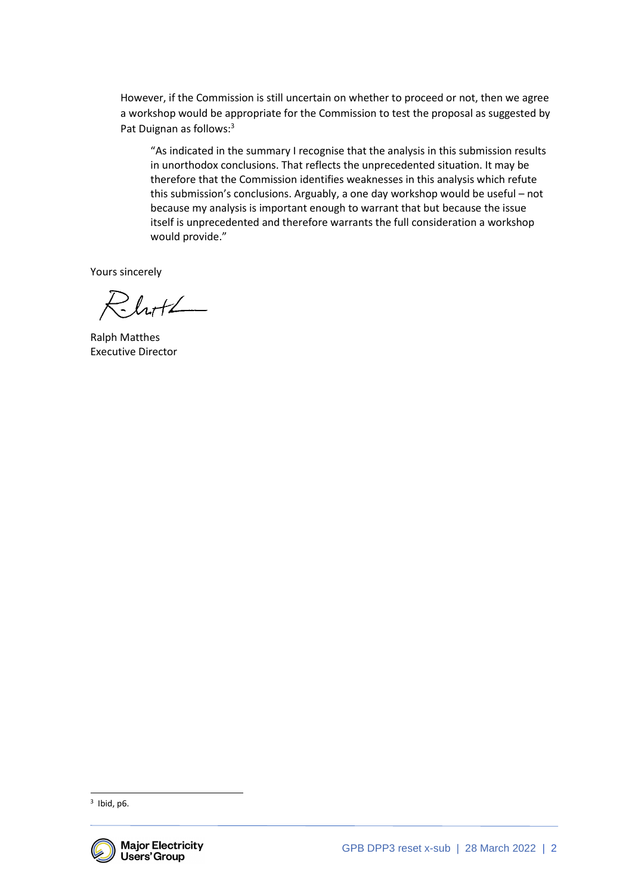However, if the Commission is still uncertain on whether to proceed or not, then we agree a workshop would be appropriate for the Commission to test the proposal as suggested by Pat Duignan as follows:[3]

> "As indicated in the summary I recognise that the analysis in this submission results in unorthodox conclusions. That reflects the unprecedented situation. It may be therefore that the Commission identifies weaknesses in this analysis which refute this submission's conclusions. Arguably, a one day workshop would be useful – not because my analysis is important enough to warrant that but because the issue itself is unprecedented and therefore warrants the full consideration a workshop would provide."

Yours sincerely

Ralph Matthes
Executive Director

[3] Ibid, p6.